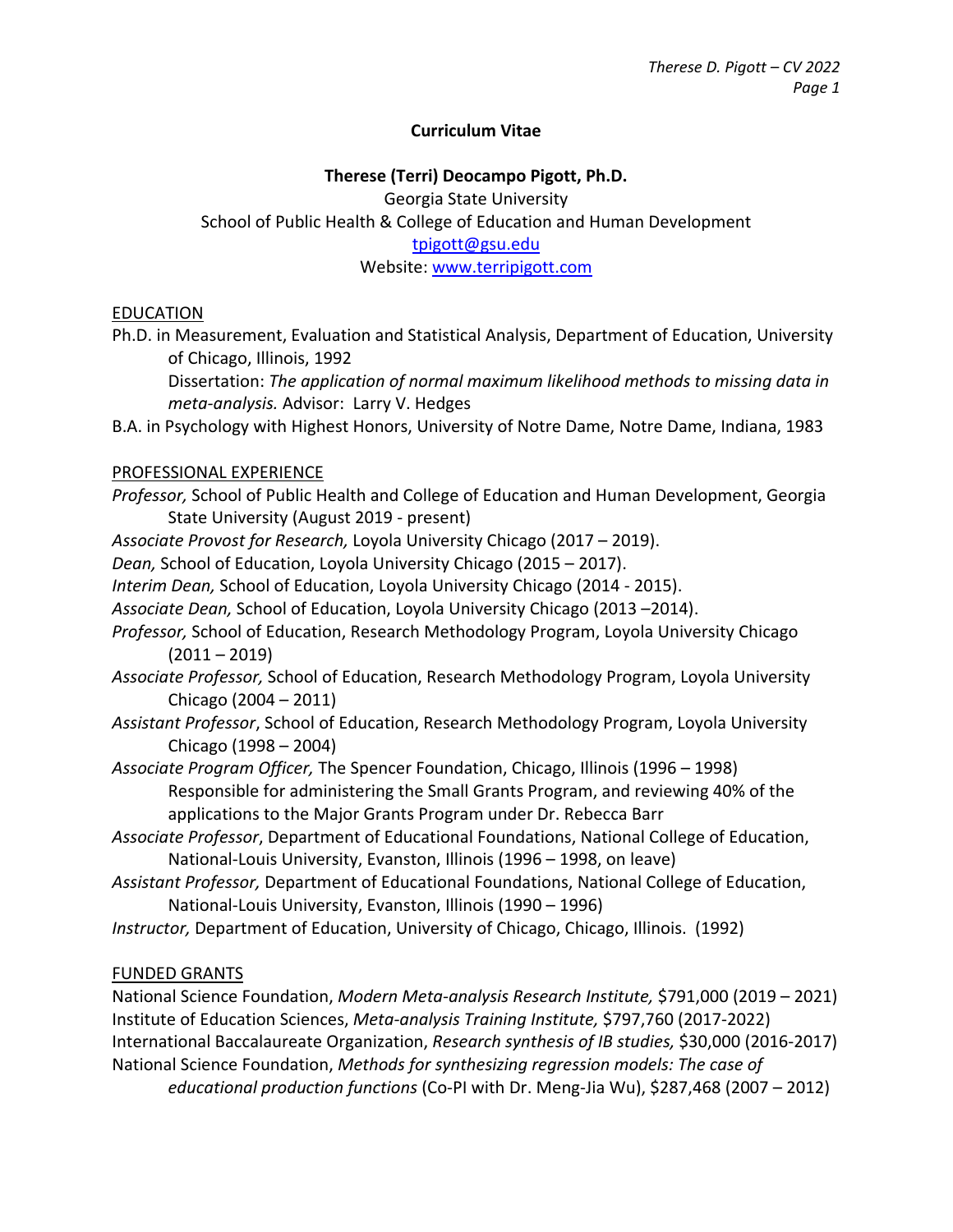# Curriculum Vitae

## Therese (Terri) Deocampo Pigott, Ph.D.

Georgia State University
School of Public Health & College of Education and Human Development
tpigott@gsu.edu
Website: www.terripigott.com

### EDUCATION

Ph.D. in Measurement, Evaluation and Statistical Analysis, Department of Education, University of Chicago, Illinois, 1992
  Dissertation: *The application of normal maximum likelihood methods to missing data in meta-analysis.* Advisor: Larry V. Hedges

B.A. in Psychology with Highest Honors, University of Notre Dame, Notre Dame, Indiana, 1983

### PROFESSIONAL EXPERIENCE

*Professor,* School of Public Health and College of Education and Human Development, Georgia State University (August 2019 - present)

*Associate Provost for Research,* Loyola University Chicago (2017 – 2019).

*Dean,* School of Education, Loyola University Chicago (2015 – 2017).

*Interim Dean,* School of Education, Loyola University Chicago (2014 - 2015).

*Associate Dean,* School of Education, Loyola University Chicago (2013 –2014).

*Professor,* School of Education, Research Methodology Program, Loyola University Chicago (2011 – 2019)

*Associate Professor,* School of Education, Research Methodology Program, Loyola University Chicago (2004 – 2011)

*Assistant Professor*, School of Education, Research Methodology Program, Loyola University Chicago (1998 – 2004)

*Associate Program Officer,* The Spencer Foundation, Chicago, Illinois (1996 – 1998)
  Responsible for administering the Small Grants Program, and reviewing 40% of the applications to the Major Grants Program under Dr. Rebecca Barr

*Associate Professor*, Department of Educational Foundations, National College of Education, National-Louis University, Evanston, Illinois (1996 – 1998, on leave)

*Assistant Professor,* Department of Educational Foundations, National College of Education, National-Louis University, Evanston, Illinois (1990 – 1996)

*Instructor,* Department of Education, University of Chicago, Chicago, Illinois. (1992)

### FUNDED GRANTS

National Science Foundation, *Modern Meta-analysis Research Institute,* $791,000 (2019 – 2021)

Institute of Education Sciences, *Meta-analysis Training Institute,* $797,760 (2017-2022)

International Baccalaureate Organization, *Research synthesis of IB studies,* $30,000 (2016-2017)

National Science Foundation, *Methods for synthesizing regression models: The case of educational production functions* (Co-PI with Dr. Meng-Jia Wu), $287,468 (2007 – 2012)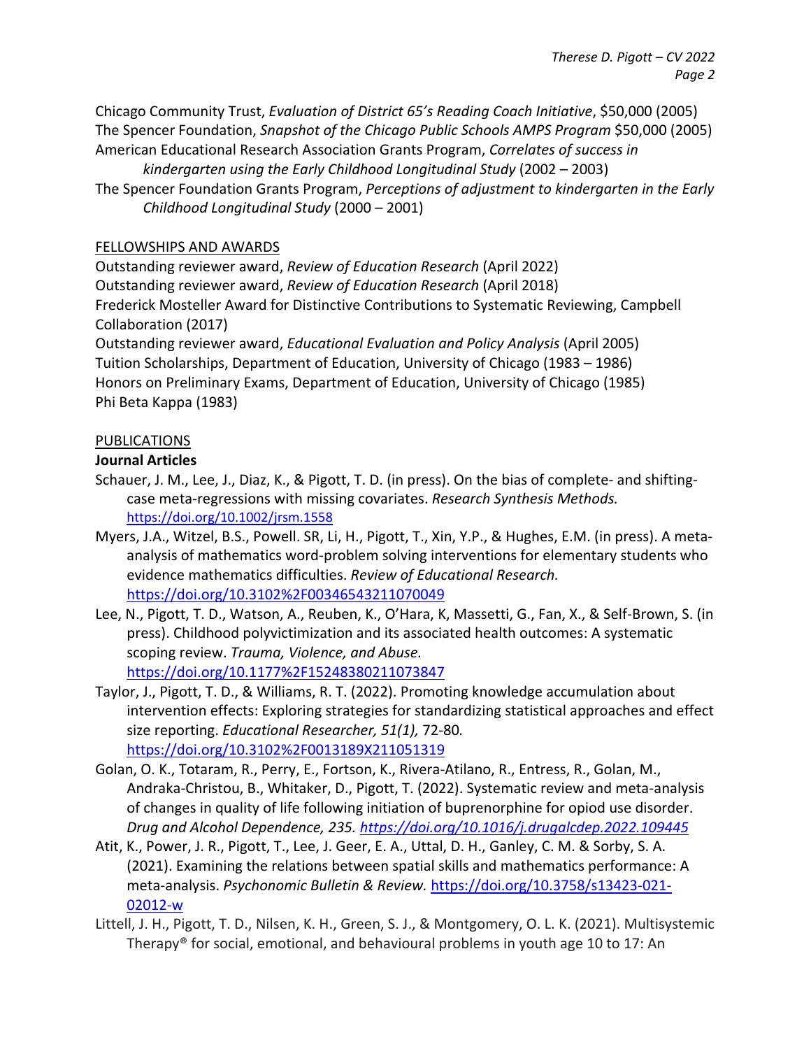Chicago Community Trust, *Evaluation of District 65's Reading Coach Initiative*, $50,000 (2005)
The Spencer Foundation, *Snapshot of the Chicago Public Schools AMPS Program* $50,000 (2005)
American Educational Research Association Grants Program, *Correlates of success in kindergarten using the Early Childhood Longitudinal Study* (2002 – 2003)
The Spencer Foundation Grants Program, *Perceptions of adjustment to kindergarten in the Early Childhood Longitudinal Study* (2000 – 2001)

## FELLOWSHIPS AND AWARDS

Outstanding reviewer award, *Review of Education Research* (April 2022)
Outstanding reviewer award, *Review of Education Research* (April 2018)
Frederick Mosteller Award for Distinctive Contributions to Systematic Reviewing, Campbell Collaboration (2017)
Outstanding reviewer award, *Educational Evaluation and Policy Analysis* (April 2005)
Tuition Scholarships, Department of Education, University of Chicago (1983 – 1986)
Honors on Preliminary Exams, Department of Education, University of Chicago (1985)
Phi Beta Kappa (1983)

## PUBLICATIONS

### Journal Articles

Schauer, J. M., Lee, J., Diaz, K., & Pigott, T. D. (in press). On the bias of complete- and shifting-case meta-regressions with missing covariates. *Research Synthesis Methods.* https://doi.org/10.1002/jrsm.1558

Myers, J.A., Witzel, B.S., Powell. SR, Li, H., Pigott, T., Xin, Y.P., & Hughes, E.M. (in press). A meta-analysis of mathematics word-problem solving interventions for elementary students who evidence mathematics difficulties. *Review of Educational Research.* https://doi.org/10.3102%2F00346543211070049

Lee, N., Pigott, T. D., Watson, A., Reuben, K., O'Hara, K, Massetti, G., Fan, X., & Self-Brown, S. (in press). Childhood polyvictimization and its associated health outcomes: A systematic scoping review. *Trauma, Violence, and Abuse.* https://doi.org/10.1177%2F15248380211073847

Taylor, J., Pigott, T. D., & Williams, R. T. (2022). Promoting knowledge accumulation about intervention effects: Exploring strategies for standardizing statistical approaches and effect size reporting. *Educational Researcher, 51(1),* 72-80*.* https://doi.org/10.3102%2F0013189X211051319

Golan, O. K., Totaram, R., Perry, E., Fortson, K., Rivera-Atilano, R., Entress, R., Golan, M., Andraka-Christou, B., Whitaker, D., Pigott, T. (2022). Systematic review and meta-analysis of changes in quality of life following initiation of buprenorphine for opioid use disorder. *Drug and Alcohol Dependence, 235. https://doi.org/10.1016/j.drugalcdep.2022.109445*

Atit, K., Power, J. R., Pigott, T., Lee, J. Geer, E. A., Uttal, D. H., Ganley, C. M. & Sorby, S. A. (2021). Examining the relations between spatial skills and mathematics performance: A meta-analysis. *Psychonomic Bulletin & Review.* https://doi.org/10.3758/s13423-021-02012-w

Littell, J. H., Pigott, T. D., Nilsen, K. H., Green, S. J., & Montgomery, O. L. K. (2021). Multisystemic Therapy® for social, emotional, and behavioural problems in youth age 10 to 17: An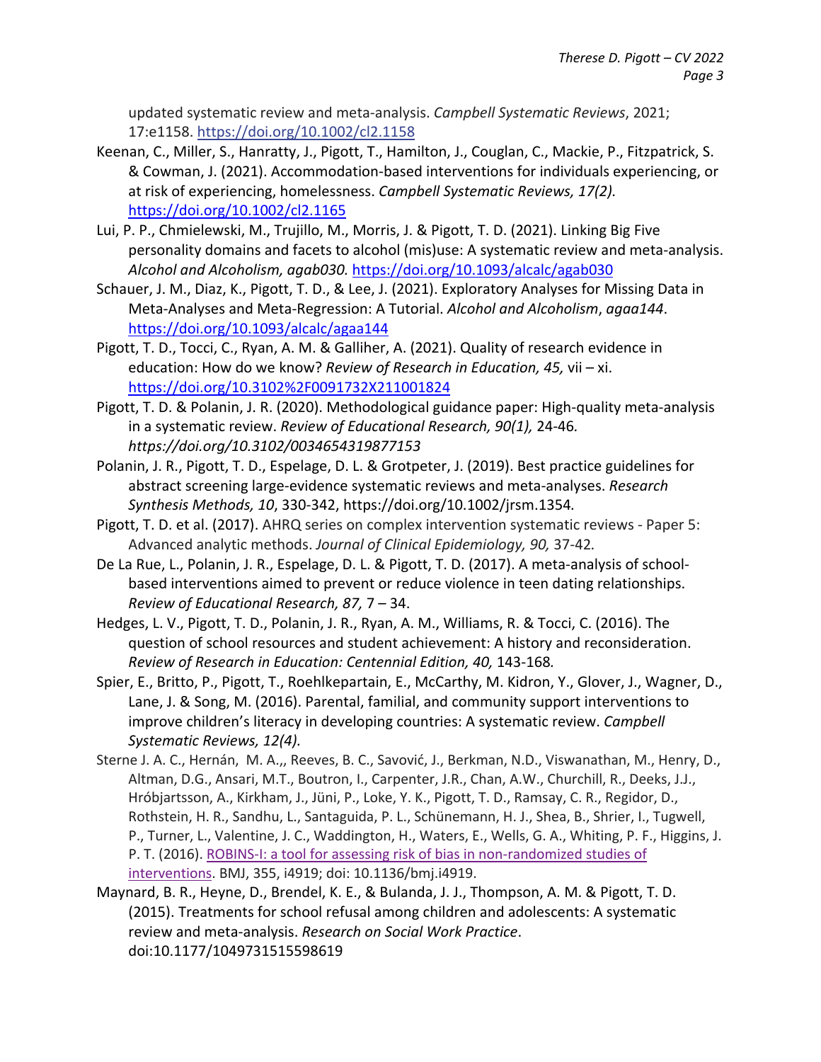updated systematic review and meta-analysis. *Campbell Systematic Reviews*, 2021; 17:e1158. https://doi.org/10.1002/cl2.1158

Keenan, C., Miller, S., Hanratty, J., Pigott, T., Hamilton, J., Couglan, C., Mackie, P., Fitzpatrick, S. & Cowman, J. (2021). Accommodation-based interventions for individuals experiencing, or at risk of experiencing, homelessness. *Campbell Systematic Reviews, 17(2).* https://doi.org/10.1002/cl2.1165

Lui, P. P., Chmielewski, M., Trujillo, M., Morris, J. & Pigott, T. D. (2021). Linking Big Five personality domains and facets to alcohol (mis)use: A systematic review and meta-analysis. *Alcohol and Alcoholism, agab030.* https://doi.org/10.1093/alcalc/agab030

Schauer, J. M., Diaz, K., Pigott, T. D., & Lee, J. (2021). Exploratory Analyses for Missing Data in Meta-Analyses and Meta-Regression: A Tutorial. *Alcohol and Alcoholism*, *agaa144*. https://doi.org/10.1093/alcalc/agaa144

Pigott, T. D., Tocci, C., Ryan, A. M. & Galliher, A. (2021). Quality of research evidence in education: How do we know? *Review of Research in Education, 45,* vii – xi. https://doi.org/10.3102%2F0091732X211001824

Pigott, T. D. & Polanin, J. R. (2020). Methodological guidance paper: High-quality meta-analysis in a systematic review. *Review of Educational Research, 90(1),* 24-46*. https://doi.org/10.3102/0034654319877153*

Polanin, J. R., Pigott, T. D., Espelage, D. L. & Grotpeter, J. (2019). Best practice guidelines for abstract screening large-evidence systematic reviews and meta-analyses. *Research Synthesis Methods, 10*, 330-342, https://doi.org/10.1002/jrsm.1354*.*

Pigott, T. D. et al. (2017). AHRQ series on complex intervention systematic reviews - Paper 5: Advanced analytic methods. *Journal of Clinical Epidemiology, 90,* 37-42*.*

De La Rue, L., Polanin, J. R., Espelage, D. L. & Pigott, T. D. (2017). A meta-analysis of school-based interventions aimed to prevent or reduce violence in teen dating relationships. *Review of Educational Research, 87,* 7 – 34.

Hedges, L. V., Pigott, T. D., Polanin, J. R., Ryan, A. M., Williams, R. & Tocci, C. (2016). The question of school resources and student achievement: A history and reconsideration. *Review of Research in Education: Centennial Edition, 40,* 143-168*.*

Spier, E., Britto, P., Pigott, T., Roehlkepartain, E., McCarthy, M. Kidron, Y., Glover, J., Wagner, D., Lane, J. & Song, M. (2016). Parental, familial, and community support interventions to improve children's literacy in developing countries: A systematic review. *Campbell Systematic Reviews, 12(4).*

Sterne J. A. C., Hernán, M. A.,, Reeves, B. C., Savović, J., Berkman, N.D., Viswanathan, M., Henry, D., Altman, D.G., Ansari, M.T., Boutron, I., Carpenter, J.R., Chan, A.W., Churchill, R., Deeks, J.J., Hróbjartsson, A., Kirkham, J., Jüni, P., Loke, Y. K., Pigott, T. D., Ramsay, C. R., Regidor, D., Rothstein, H. R., Sandhu, L., Santaguida, P. L., Schünemann, H. J., Shea, B., Shrier, I., Tugwell, P., Turner, L., Valentine, J. C., Waddington, H., Waters, E., Wells, G. A., Whiting, P. F., Higgins, J. P. T. (2016). ROBINS-I: a tool for assessing risk of bias in non-randomized studies of interventions. BMJ, 355, i4919; doi: 10.1136/bmj.i4919.

Maynard, B. R., Heyne, D., Brendel, K. E., & Bulanda, J. J., Thompson, A. M. & Pigott, T. D. (2015). Treatments for school refusal among children and adolescents: A systematic review and meta-analysis. *Research on Social Work Practice*. doi:10.1177/1049731515598619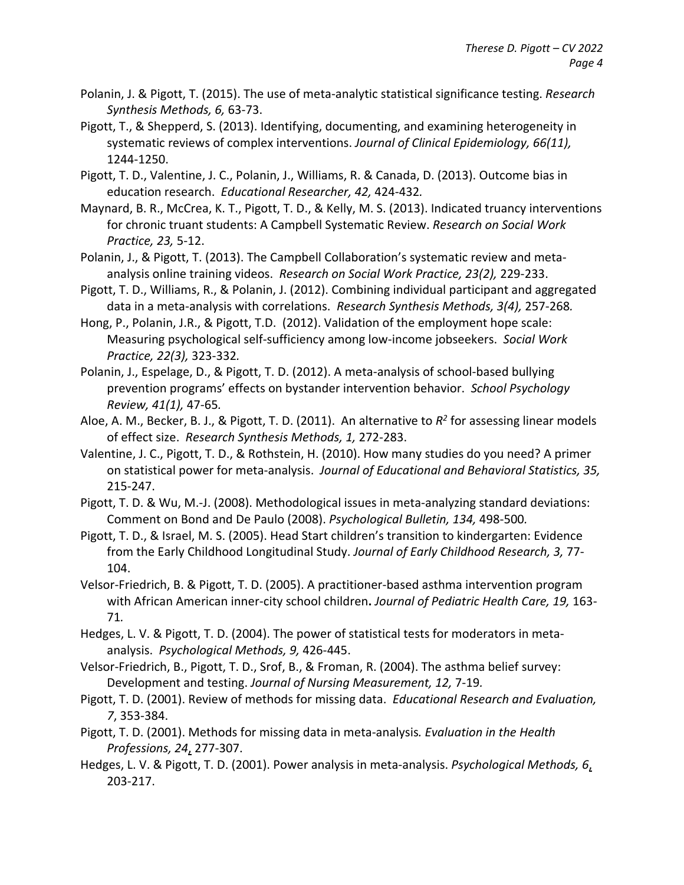Polanin, J. & Pigott, T. (2015). The use of meta-analytic statistical significance testing. *Research Synthesis Methods, 6,* 63-73.

Pigott, T., & Shepperd, S. (2013). Identifying, documenting, and examining heterogeneity in systematic reviews of complex interventions. *Journal of Clinical Epidemiology, 66(11),* 1244-1250.

Pigott, T. D., Valentine, J. C., Polanin, J., Williams, R. & Canada, D. (2013). Outcome bias in education research. *Educational Researcher, 42,* 424-432*.*

Maynard, B. R., McCrea, K. T., Pigott, T. D., & Kelly, M. S. (2013). Indicated truancy interventions for chronic truant students: A Campbell Systematic Review. *Research on Social Work Practice, 23,* 5-12.

Polanin, J., & Pigott, T. (2013). The Campbell Collaboration's systematic review and meta-analysis online training videos. *Research on Social Work Practice, 23(2),* 229-233.

Pigott, T. D., Williams, R., & Polanin, J. (2012). Combining individual participant and aggregated data in a meta-analysis with correlations. *Research Synthesis Methods, 3(4),* 257-268*.*

Hong, P., Polanin, J.R., & Pigott, T.D. (2012). Validation of the employment hope scale: Measuring psychological self-sufficiency among low-income jobseekers. *Social Work Practice, 22(3),* 323-332*.*

Polanin, J., Espelage, D., & Pigott, T. D. (2012). A meta-analysis of school-based bullying prevention programs' effects on bystander intervention behavior. *School Psychology Review, 41(1),* 47-65*.*

Aloe, A. M., Becker, B. J., & Pigott, T. D. (2011). An alternative to $R^2$ for assessing linear models of effect size. *Research Synthesis Methods, 1,* 272-283.

Valentine, J. C., Pigott, T. D., & Rothstein, H. (2010). How many studies do you need? A primer on statistical power for meta-analysis. *Journal of Educational and Behavioral Statistics, 35,* 215-247.

Pigott, T. D. & Wu, M.-J. (2008). Methodological issues in meta-analyzing standard deviations: Comment on Bond and De Paulo (2008). *Psychological Bulletin, 134,* 498-500*.*

Pigott, T. D., & Israel, M. S. (2005). Head Start children's transition to kindergarten: Evidence from the Early Childhood Longitudinal Study. *Journal of Early Childhood Research, 3,* 77-104.

Velsor-Friedrich, B. & Pigott, T. D. (2005). A practitioner-based asthma intervention program with African American inner-city school children**.** *Journal of Pediatric Health Care, 19,* 163-71*.*

Hedges, L. V. & Pigott, T. D. (2004). The power of statistical tests for moderators in meta-analysis. *Psychological Methods, 9,* 426-445.

Velsor-Friedrich, B., Pigott, T. D., Srof, B., & Froman, R. (2004). The asthma belief survey: Development and testing. *Journal of Nursing Measurement, 12,* 7-19*.*

Pigott, T. D. (2001). Review of methods for missing data. *Educational Research and Evaluation, 7*, 353-384.

Pigott, T. D. (2001). Methods for missing data in meta-analysis*. Evaluation in the Health Professions, 24,* 277-307.

Hedges, L. V. & Pigott, T. D. (2001). Power analysis in meta-analysis. *Psychological Methods, 6,* 203-217.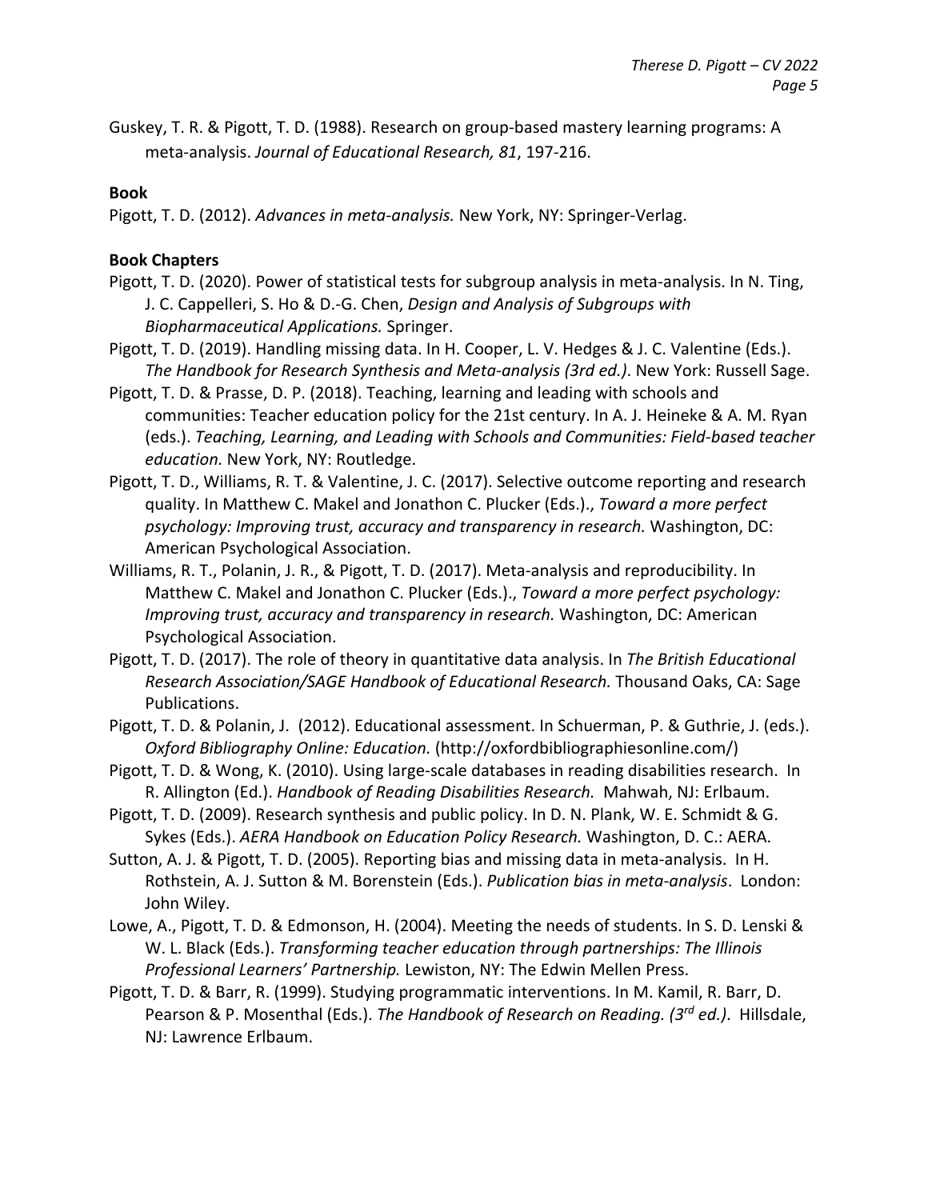Guskey, T. R. & Pigott, T. D. (1988). Research on group-based mastery learning programs: A meta-analysis. *Journal of Educational Research, 81*, 197-216.

**Book**

Pigott, T. D. (2012). *Advances in meta-analysis.* New York, NY: Springer-Verlag.

**Book Chapters**

Pigott, T. D. (2020). Power of statistical tests for subgroup analysis in meta-analysis. In N. Ting, J. C. Cappelleri, S. Ho & D.-G. Chen, *Design and Analysis of Subgroups with Biopharmaceutical Applications.* Springer.

Pigott, T. D. (2019). Handling missing data. In H. Cooper, L. V. Hedges & J. C. Valentine (Eds.). *The Handbook for Research Synthesis and Meta-analysis (3rd ed.)*. New York: Russell Sage.

Pigott, T. D. & Prasse, D. P. (2018). Teaching, learning and leading with schools and communities: Teacher education policy for the 21st century. In A. J. Heineke & A. M. Ryan (eds.). *Teaching, Learning, and Leading with Schools and Communities: Field-based teacher education.* New York, NY: Routledge.

Pigott, T. D., Williams, R. T. & Valentine, J. C. (2017). Selective outcome reporting and research quality. In Matthew C. Makel and Jonathon C. Plucker (Eds.)., *Toward a more perfect psychology: Improving trust, accuracy and transparency in research.* Washington, DC: American Psychological Association.

Williams, R. T., Polanin, J. R., & Pigott, T. D. (2017). Meta-analysis and reproducibility. In Matthew C. Makel and Jonathon C. Plucker (Eds.)., *Toward a more perfect psychology: Improving trust, accuracy and transparency in research.* Washington, DC: American Psychological Association.

Pigott, T. D. (2017). The role of theory in quantitative data analysis. In *The British Educational Research Association/SAGE Handbook of Educational Research.* Thousand Oaks, CA: Sage Publications.

Pigott, T. D. & Polanin, J. (2012). Educational assessment. In Schuerman, P. & Guthrie, J. (eds.). *Oxford Bibliography Online: Education.* (http://oxfordbibliographiesonline.com/)

Pigott, T. D. & Wong, K. (2010). Using large-scale databases in reading disabilities research. In R. Allington (Ed.). *Handbook of Reading Disabilities Research.* Mahwah, NJ: Erlbaum.

Pigott, T. D. (2009). Research synthesis and public policy. In D. N. Plank, W. E. Schmidt & G. Sykes (Eds.). *AERA Handbook on Education Policy Research.* Washington, D. C.: AERA.

Sutton, A. J. & Pigott, T. D. (2005). Reporting bias and missing data in meta-analysis. In H. Rothstein, A. J. Sutton & M. Borenstein (Eds.). *Publication bias in meta-analysis*. London: John Wiley.

Lowe, A., Pigott, T. D. & Edmonson, H. (2004). Meeting the needs of students. In S. D. Lenski & W. L. Black (Eds.). *Transforming teacher education through partnerships: The Illinois Professional Learners' Partnership.* Lewiston, NY: The Edwin Mellen Press.

Pigott, T. D. & Barr, R. (1999). Studying programmatic interventions. In M. Kamil, R. Barr, D. Pearson & P. Mosenthal (Eds.). *The Handbook of Research on Reading. (3rd ed.)*. Hillsdale, NJ: Lawrence Erlbaum.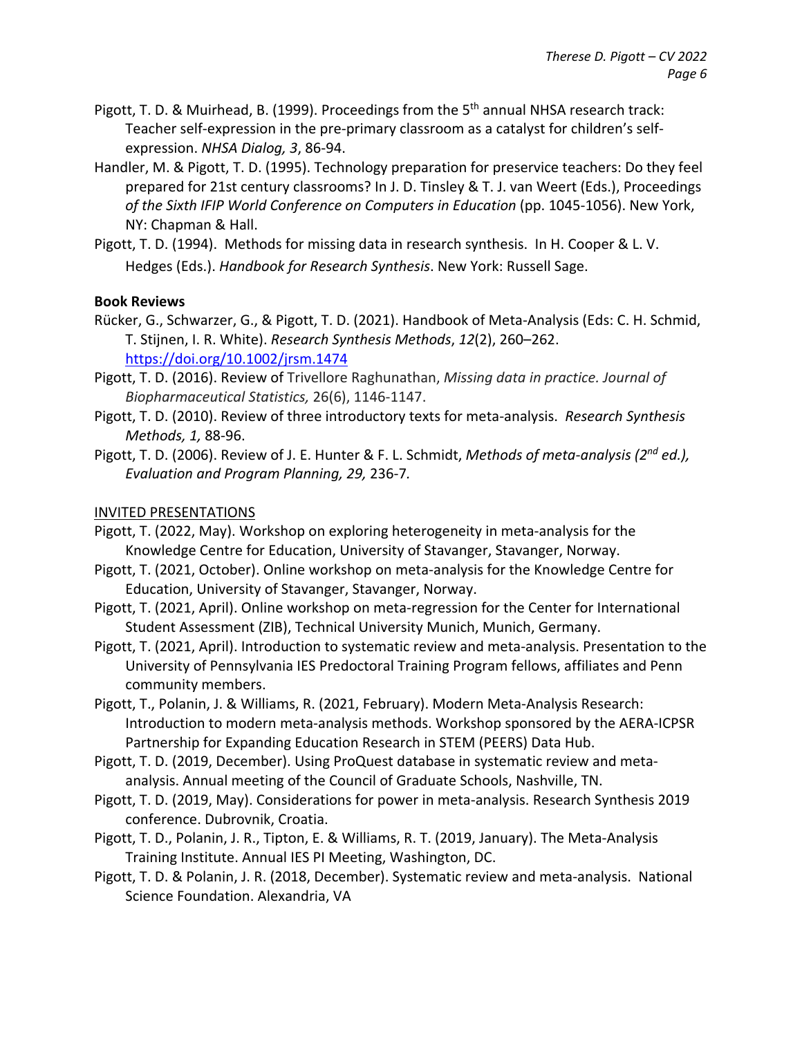Pigott, T. D. & Muirhead, B. (1999). Proceedings from the 5th annual NHSA research track: Teacher self-expression in the pre-primary classroom as a catalyst for children's self-expression. *NHSA Dialog, 3*, 86-94.

Handler, M. & Pigott, T. D. (1995). Technology preparation for preservice teachers: Do they feel prepared for 21st century classrooms? In J. D. Tinsley & T. J. van Weert (Eds.), Proceedings *of the Sixth IFIP World Conference on Computers in Education* (pp. 1045-1056). New York, NY: Chapman & Hall.

Pigott, T. D. (1994). Methods for missing data in research synthesis. In H. Cooper & L. V. Hedges (Eds.). *Handbook for Research Synthesis*. New York: Russell Sage.

**Book Reviews**

Rücker, G., Schwarzer, G., & Pigott, T. D. (2021). Handbook of Meta-Analysis (Eds: C. H. Schmid, T. Stijnen, I. R. White). *Research Synthesis Methods*, *12*(2), 260–262. https://doi.org/10.1002/jrsm.1474

Pigott, T. D. (2016). Review of Trivellore Raghunathan, *Missing data in practice. Journal of Biopharmaceutical Statistics,* 26(6), 1146-1147.

Pigott, T. D. (2010). Review of three introductory texts for meta-analysis. *Research Synthesis Methods, 1,* 88-96.

Pigott, T. D. (2006). Review of J. E. Hunter & F. L. Schmidt, *Methods of meta-analysis (2nd ed.), Evaluation and Program Planning, 29,* 236-7*.*

INVITED PRESENTATIONS

Pigott, T. (2022, May). Workshop on exploring heterogeneity in meta-analysis for the Knowledge Centre for Education, University of Stavanger, Stavanger, Norway.

Pigott, T. (2021, October). Online workshop on meta-analysis for the Knowledge Centre for Education, University of Stavanger, Stavanger, Norway.

Pigott, T. (2021, April). Online workshop on meta-regression for the Center for International Student Assessment (ZIB), Technical University Munich, Munich, Germany.

Pigott, T. (2021, April). Introduction to systematic review and meta-analysis. Presentation to the University of Pennsylvania IES Predoctoral Training Program fellows, affiliates and Penn community members.

Pigott, T., Polanin, J. & Williams, R. (2021, February). Modern Meta-Analysis Research: Introduction to modern meta-analysis methods. Workshop sponsored by the AERA-ICPSR Partnership for Expanding Education Research in STEM (PEERS) Data Hub.

Pigott, T. D. (2019, December). Using ProQuest database in systematic review and meta-analysis. Annual meeting of the Council of Graduate Schools, Nashville, TN.

Pigott, T. D. (2019, May). Considerations for power in meta-analysis. Research Synthesis 2019 conference. Dubrovnik, Croatia.

Pigott, T. D., Polanin, J. R., Tipton, E. & Williams, R. T. (2019, January). The Meta-Analysis Training Institute. Annual IES PI Meeting, Washington, DC.

Pigott, T. D. & Polanin, J. R. (2018, December). Systematic review and meta-analysis. National Science Foundation. Alexandria, VA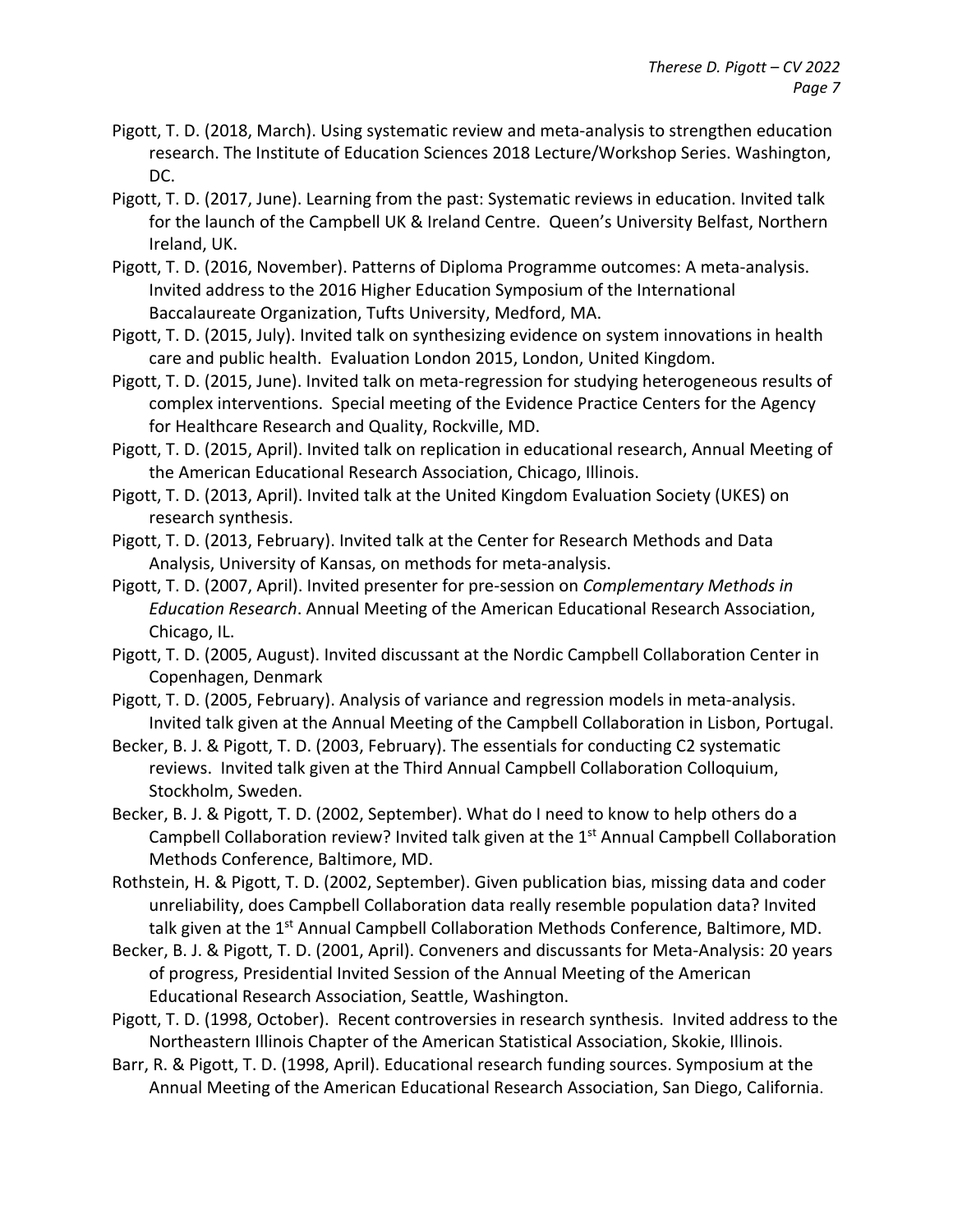Pigott, T. D. (2018, March). Using systematic review and meta-analysis to strengthen education research. The Institute of Education Sciences 2018 Lecture/Workshop Series. Washington, DC.

Pigott, T. D. (2017, June). Learning from the past: Systematic reviews in education. Invited talk for the launch of the Campbell UK & Ireland Centre. Queen's University Belfast, Northern Ireland, UK.

Pigott, T. D. (2016, November). Patterns of Diploma Programme outcomes: A meta-analysis. Invited address to the 2016 Higher Education Symposium of the International Baccalaureate Organization, Tufts University, Medford, MA.

Pigott, T. D. (2015, July). Invited talk on synthesizing evidence on system innovations in health care and public health. Evaluation London 2015, London, United Kingdom.

Pigott, T. D. (2015, June). Invited talk on meta-regression for studying heterogeneous results of complex interventions. Special meeting of the Evidence Practice Centers for the Agency for Healthcare Research and Quality, Rockville, MD.

Pigott, T. D. (2015, April). Invited talk on replication in educational research, Annual Meeting of the American Educational Research Association, Chicago, Illinois.

Pigott, T. D. (2013, April). Invited talk at the United Kingdom Evaluation Society (UKES) on research synthesis.

Pigott, T. D. (2013, February). Invited talk at the Center for Research Methods and Data Analysis, University of Kansas, on methods for meta-analysis.

Pigott, T. D. (2007, April). Invited presenter for pre-session on *Complementary Methods in Education Research*. Annual Meeting of the American Educational Research Association, Chicago, IL.

Pigott, T. D. (2005, August). Invited discussant at the Nordic Campbell Collaboration Center in Copenhagen, Denmark

Pigott, T. D. (2005, February). Analysis of variance and regression models in meta-analysis. Invited talk given at the Annual Meeting of the Campbell Collaboration in Lisbon, Portugal.

Becker, B. J. & Pigott, T. D. (2003, February). The essentials for conducting C2 systematic reviews. Invited talk given at the Third Annual Campbell Collaboration Colloquium, Stockholm, Sweden.

Becker, B. J. & Pigott, T. D. (2002, September). What do I need to know to help others do a Campbell Collaboration review? Invited talk given at the 1st Annual Campbell Collaboration Methods Conference, Baltimore, MD.

Rothstein, H. & Pigott, T. D. (2002, September). Given publication bias, missing data and coder unreliability, does Campbell Collaboration data really resemble population data? Invited talk given at the 1st Annual Campbell Collaboration Methods Conference, Baltimore, MD.

Becker, B. J. & Pigott, T. D. (2001, April). Conveners and discussants for Meta-Analysis: 20 years of progress, Presidential Invited Session of the Annual Meeting of the American Educational Research Association, Seattle, Washington.

Pigott, T. D. (1998, October). Recent controversies in research synthesis. Invited address to the Northeastern Illinois Chapter of the American Statistical Association, Skokie, Illinois.

Barr, R. & Pigott, T. D. (1998, April). Educational research funding sources. Symposium at the Annual Meeting of the American Educational Research Association, San Diego, California.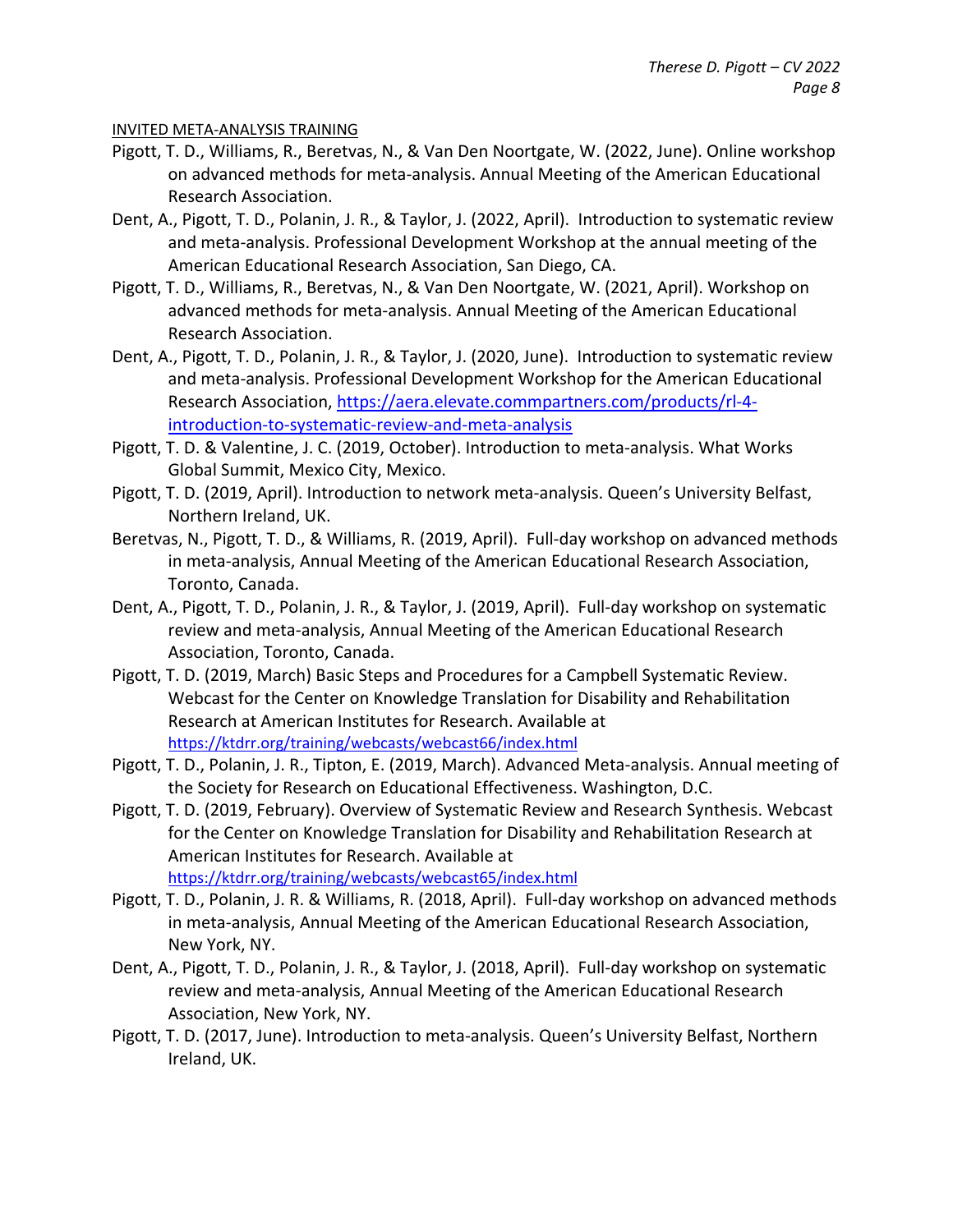INVITED META-ANALYSIS TRAINING

- Pigott, T. D., Williams, R., Beretvas, N., & Van Den Noortgate, W. (2022, June). Online workshop on advanced methods for meta-analysis. Annual Meeting of the American Educational Research Association.
- Dent, A., Pigott, T. D., Polanin, J. R., & Taylor, J. (2022, April). Introduction to systematic review and meta-analysis. Professional Development Workshop at the annual meeting of the American Educational Research Association, San Diego, CA.
- Pigott, T. D., Williams, R., Beretvas, N., & Van Den Noortgate, W. (2021, April). Workshop on advanced methods for meta-analysis. Annual Meeting of the American Educational Research Association.
- Dent, A., Pigott, T. D., Polanin, J. R., & Taylor, J. (2020, June). Introduction to systematic review and meta-analysis. Professional Development Workshop for the American Educational Research Association, https://aera.elevate.commpartners.com/products/rl-4-introduction-to-systematic-review-and-meta-analysis
- Pigott, T. D. & Valentine, J. C. (2019, October). Introduction to meta-analysis. What Works Global Summit, Mexico City, Mexico.
- Pigott, T. D. (2019, April). Introduction to network meta-analysis. Queen's University Belfast, Northern Ireland, UK.
- Beretvas, N., Pigott, T. D., & Williams, R. (2019, April). Full-day workshop on advanced methods in meta-analysis, Annual Meeting of the American Educational Research Association, Toronto, Canada.
- Dent, A., Pigott, T. D., Polanin, J. R., & Taylor, J. (2019, April). Full-day workshop on systematic review and meta-analysis, Annual Meeting of the American Educational Research Association, Toronto, Canada.
- Pigott, T. D. (2019, March) Basic Steps and Procedures for a Campbell Systematic Review. Webcast for the Center on Knowledge Translation for Disability and Rehabilitation Research at American Institutes for Research. Available at https://ktdrr.org/training/webcasts/webcast66/index.html
- Pigott, T. D., Polanin, J. R., Tipton, E. (2019, March). Advanced Meta-analysis. Annual meeting of the Society for Research on Educational Effectiveness. Washington, D.C.
- Pigott, T. D. (2019, February). Overview of Systematic Review and Research Synthesis. Webcast for the Center on Knowledge Translation for Disability and Rehabilitation Research at American Institutes for Research. Available at https://ktdrr.org/training/webcasts/webcast65/index.html
- Pigott, T. D., Polanin, J. R. & Williams, R. (2018, April). Full-day workshop on advanced methods in meta-analysis, Annual Meeting of the American Educational Research Association, New York, NY.
- Dent, A., Pigott, T. D., Polanin, J. R., & Taylor, J. (2018, April). Full-day workshop on systematic review and meta-analysis, Annual Meeting of the American Educational Research Association, New York, NY.
- Pigott, T. D. (2017, June). Introduction to meta-analysis. Queen's University Belfast, Northern Ireland, UK.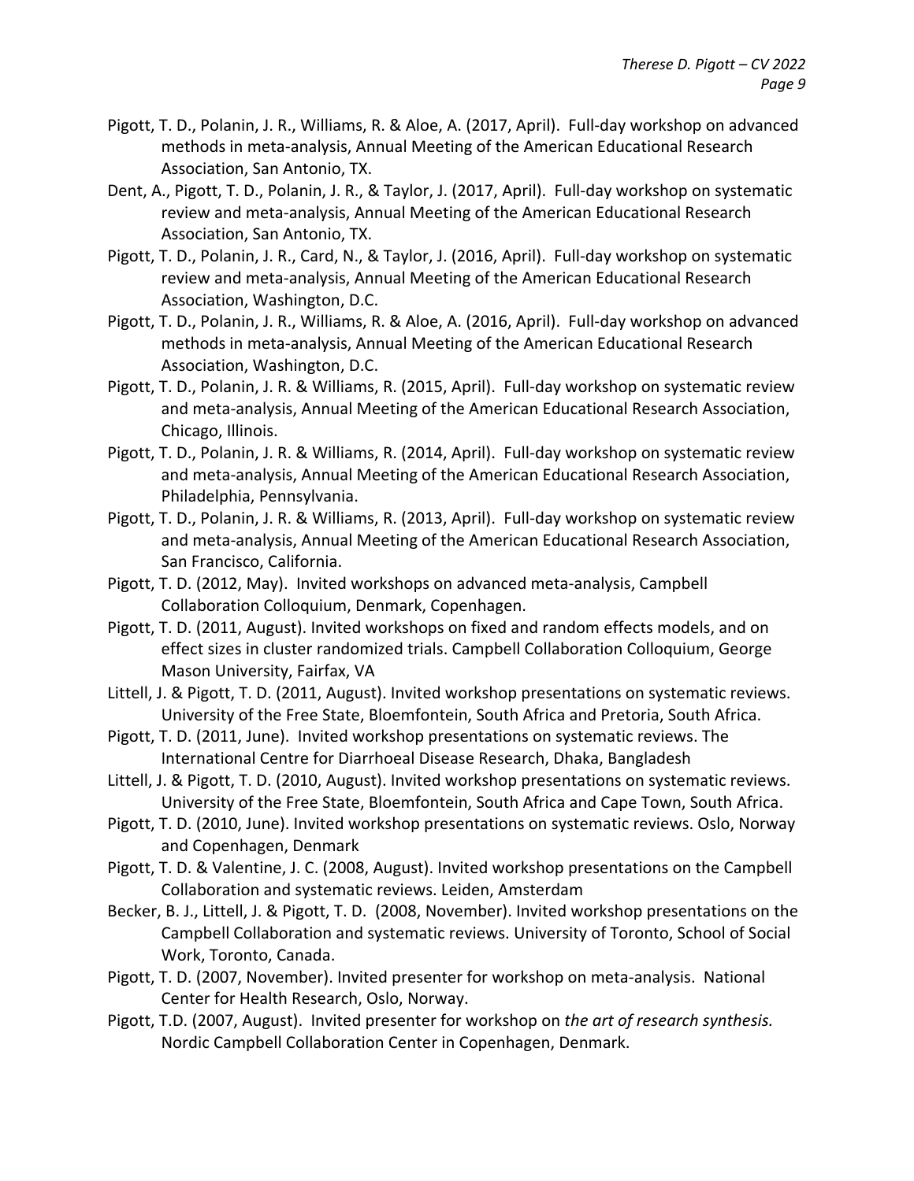Pigott, T. D., Polanin, J. R., Williams, R. & Aloe, A. (2017, April). Full-day workshop on advanced methods in meta-analysis, Annual Meeting of the American Educational Research Association, San Antonio, TX.

Dent, A., Pigott, T. D., Polanin, J. R., & Taylor, J. (2017, April). Full-day workshop on systematic review and meta-analysis, Annual Meeting of the American Educational Research Association, San Antonio, TX.

Pigott, T. D., Polanin, J. R., Card, N., & Taylor, J. (2016, April). Full-day workshop on systematic review and meta-analysis, Annual Meeting of the American Educational Research Association, Washington, D.C.

Pigott, T. D., Polanin, J. R., Williams, R. & Aloe, A. (2016, April). Full-day workshop on advanced methods in meta-analysis, Annual Meeting of the American Educational Research Association, Washington, D.C.

Pigott, T. D., Polanin, J. R. & Williams, R. (2015, April). Full-day workshop on systematic review and meta-analysis, Annual Meeting of the American Educational Research Association, Chicago, Illinois.

Pigott, T. D., Polanin, J. R. & Williams, R. (2014, April). Full-day workshop on systematic review and meta-analysis, Annual Meeting of the American Educational Research Association, Philadelphia, Pennsylvania.

Pigott, T. D., Polanin, J. R. & Williams, R. (2013, April). Full-day workshop on systematic review and meta-analysis, Annual Meeting of the American Educational Research Association, San Francisco, California.

Pigott, T. D. (2012, May). Invited workshops on advanced meta-analysis, Campbell Collaboration Colloquium, Denmark, Copenhagen.

Pigott, T. D. (2011, August). Invited workshops on fixed and random effects models, and on effect sizes in cluster randomized trials. Campbell Collaboration Colloquium, George Mason University, Fairfax, VA

Littell, J. & Pigott, T. D. (2011, August). Invited workshop presentations on systematic reviews. University of the Free State, Bloemfontein, South Africa and Pretoria, South Africa.

Pigott, T. D. (2011, June). Invited workshop presentations on systematic reviews. The International Centre for Diarrhoeal Disease Research, Dhaka, Bangladesh

Littell, J. & Pigott, T. D. (2010, August). Invited workshop presentations on systematic reviews. University of the Free State, Bloemfontein, South Africa and Cape Town, South Africa.

Pigott, T. D. (2010, June). Invited workshop presentations on systematic reviews. Oslo, Norway and Copenhagen, Denmark

Pigott, T. D. & Valentine, J. C. (2008, August). Invited workshop presentations on the Campbell Collaboration and systematic reviews. Leiden, Amsterdam

Becker, B. J., Littell, J. & Pigott, T. D. (2008, November). Invited workshop presentations on the Campbell Collaboration and systematic reviews. University of Toronto, School of Social Work, Toronto, Canada.

Pigott, T. D. (2007, November). Invited presenter for workshop on meta-analysis. National Center for Health Research, Oslo, Norway.

Pigott, T.D. (2007, August). Invited presenter for workshop on *the art of research synthesis.* Nordic Campbell Collaboration Center in Copenhagen, Denmark.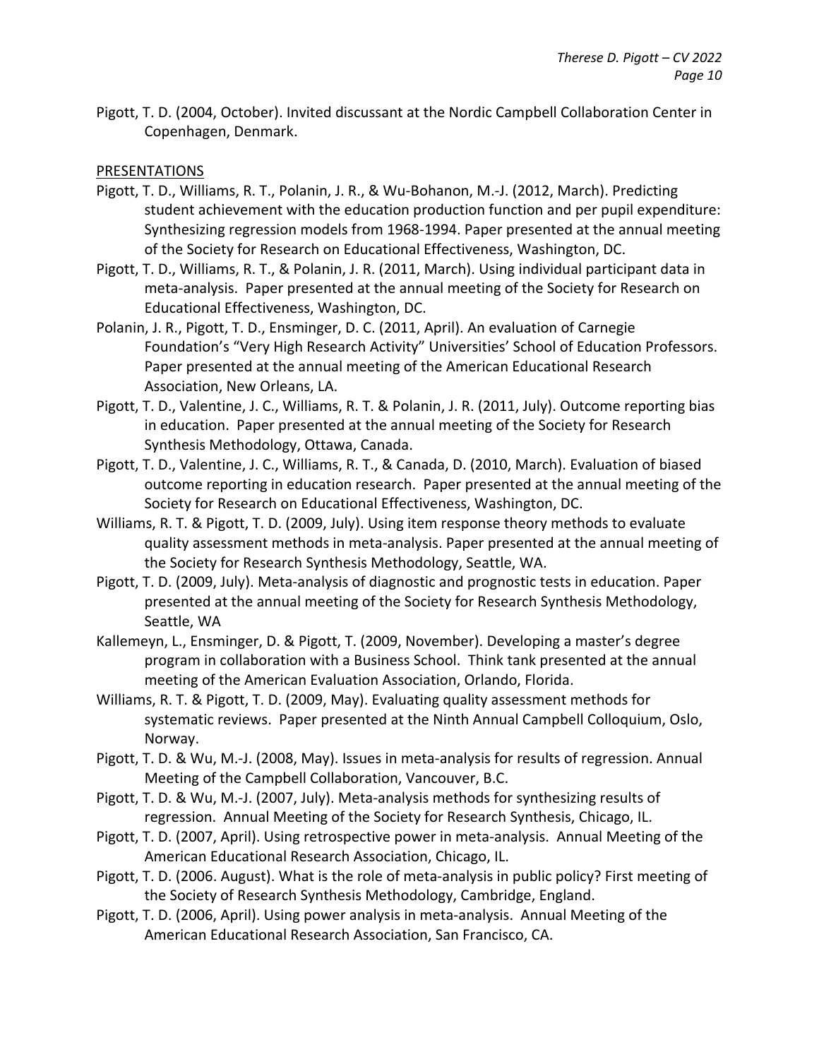Pigott, T. D. (2004, October). Invited discussant at the Nordic Campbell Collaboration Center in Copenhagen, Denmark.

PRESENTATIONS

Pigott, T. D., Williams, R. T., Polanin, J. R., & Wu-Bohanon, M.-J. (2012, March). Predicting student achievement with the education production function and per pupil expenditure: Synthesizing regression models from 1968-1994. Paper presented at the annual meeting of the Society for Research on Educational Effectiveness, Washington, DC.

Pigott, T. D., Williams, R. T., & Polanin, J. R. (2011, March). Using individual participant data in meta-analysis. Paper presented at the annual meeting of the Society for Research on Educational Effectiveness, Washington, DC.

Polanin, J. R., Pigott, T. D., Ensminger, D. C. (2011, April). An evaluation of Carnegie Foundation's "Very High Research Activity" Universities' School of Education Professors. Paper presented at the annual meeting of the American Educational Research Association, New Orleans, LA.

Pigott, T. D., Valentine, J. C., Williams, R. T. & Polanin, J. R. (2011, July). Outcome reporting bias in education. Paper presented at the annual meeting of the Society for Research Synthesis Methodology, Ottawa, Canada.

Pigott, T. D., Valentine, J. C., Williams, R. T., & Canada, D. (2010, March). Evaluation of biased outcome reporting in education research. Paper presented at the annual meeting of the Society for Research on Educational Effectiveness, Washington, DC.

Williams, R. T. & Pigott, T. D. (2009, July). Using item response theory methods to evaluate quality assessment methods in meta-analysis. Paper presented at the annual meeting of the Society for Research Synthesis Methodology, Seattle, WA.

Pigott, T. D. (2009, July). Meta-analysis of diagnostic and prognostic tests in education. Paper presented at the annual meeting of the Society for Research Synthesis Methodology, Seattle, WA

Kallemeyn, L., Ensminger, D. & Pigott, T. (2009, November). Developing a master's degree program in collaboration with a Business School. Think tank presented at the annual meeting of the American Evaluation Association, Orlando, Florida.

Williams, R. T. & Pigott, T. D. (2009, May). Evaluating quality assessment methods for systematic reviews. Paper presented at the Ninth Annual Campbell Colloquium, Oslo, Norway.

Pigott, T. D. & Wu, M.-J. (2008, May). Issues in meta-analysis for results of regression. Annual Meeting of the Campbell Collaboration, Vancouver, B.C.

Pigott, T. D. & Wu, M.-J. (2007, July). Meta-analysis methods for synthesizing results of regression. Annual Meeting of the Society for Research Synthesis, Chicago, IL.

Pigott, T. D. (2007, April). Using retrospective power in meta-analysis. Annual Meeting of the American Educational Research Association, Chicago, IL.

Pigott, T. D. (2006. August). What is the role of meta-analysis in public policy? First meeting of the Society of Research Synthesis Methodology, Cambridge, England.

Pigott, T. D. (2006, April). Using power analysis in meta-analysis. Annual Meeting of the American Educational Research Association, San Francisco, CA.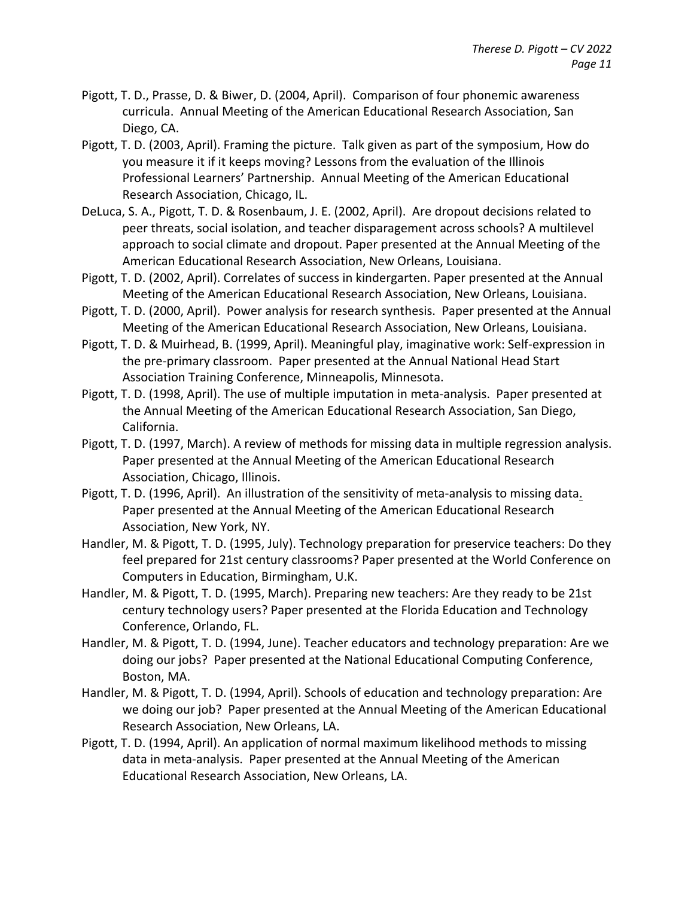Pigott, T. D., Prasse, D. & Biwer, D. (2004, April). Comparison of four phonemic awareness curricula. Annual Meeting of the American Educational Research Association, San Diego, CA.

Pigott, T. D. (2003, April). Framing the picture. Talk given as part of the symposium, How do you measure it if it keeps moving? Lessons from the evaluation of the Illinois Professional Learners' Partnership. Annual Meeting of the American Educational Research Association, Chicago, IL.

DeLuca, S. A., Pigott, T. D. & Rosenbaum, J. E. (2002, April). Are dropout decisions related to peer threats, social isolation, and teacher disparagement across schools? A multilevel approach to social climate and dropout. Paper presented at the Annual Meeting of the American Educational Research Association, New Orleans, Louisiana.

Pigott, T. D. (2002, April). Correlates of success in kindergarten. Paper presented at the Annual Meeting of the American Educational Research Association, New Orleans, Louisiana.

Pigott, T. D. (2000, April). Power analysis for research synthesis. Paper presented at the Annual Meeting of the American Educational Research Association, New Orleans, Louisiana.

Pigott, T. D. & Muirhead, B. (1999, April). Meaningful play, imaginative work: Self-expression in the pre-primary classroom. Paper presented at the Annual National Head Start Association Training Conference, Minneapolis, Minnesota.

Pigott, T. D. (1998, April). The use of multiple imputation in meta-analysis. Paper presented at the Annual Meeting of the American Educational Research Association, San Diego, California.

Pigott, T. D. (1997, March). A review of methods for missing data in multiple regression analysis. Paper presented at the Annual Meeting of the American Educational Research Association, Chicago, Illinois.

Pigott, T. D. (1996, April). An illustration of the sensitivity of meta-analysis to missing data. Paper presented at the Annual Meeting of the American Educational Research Association, New York, NY.

Handler, M. & Pigott, T. D. (1995, July). Technology preparation for preservice teachers: Do they feel prepared for 21st century classrooms? Paper presented at the World Conference on Computers in Education, Birmingham, U.K.

Handler, M. & Pigott, T. D. (1995, March). Preparing new teachers: Are they ready to be 21st century technology users? Paper presented at the Florida Education and Technology Conference, Orlando, FL.

Handler, M. & Pigott, T. D. (1994, June). Teacher educators and technology preparation: Are we doing our jobs? Paper presented at the National Educational Computing Conference, Boston, MA.

Handler, M. & Pigott, T. D. (1994, April). Schools of education and technology preparation: Are we doing our job? Paper presented at the Annual Meeting of the American Educational Research Association, New Orleans, LA.

Pigott, T. D. (1994, April). An application of normal maximum likelihood methods to missing data in meta-analysis. Paper presented at the Annual Meeting of the American Educational Research Association, New Orleans, LA.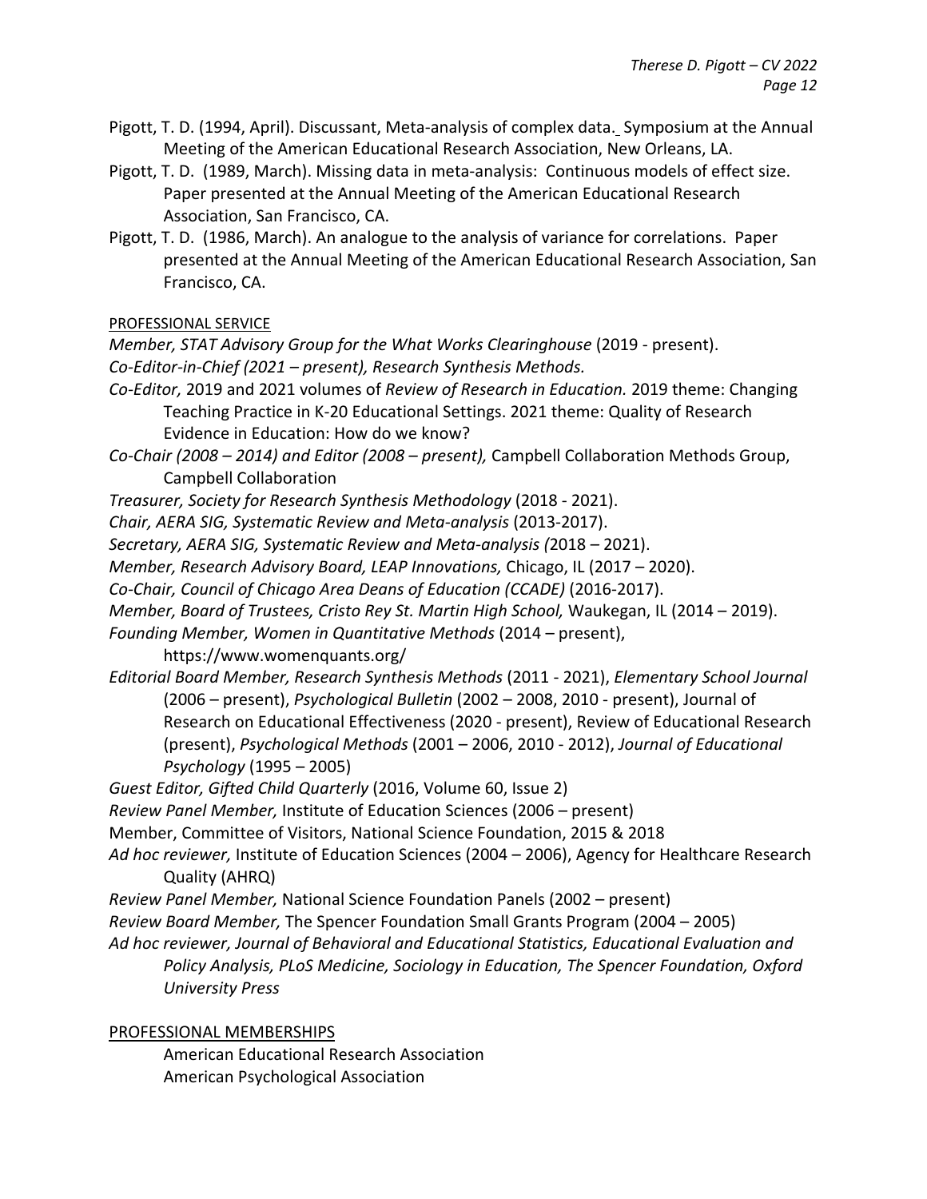Pigott, T. D. (1994, April). Discussant, Meta-analysis of complex data. Symposium at the Annual Meeting of the American Educational Research Association, New Orleans, LA.

Pigott, T. D. (1989, March). Missing data in meta-analysis: Continuous models of effect size. Paper presented at the Annual Meeting of the American Educational Research Association, San Francisco, CA.

Pigott, T. D. (1986, March). An analogue to the analysis of variance for correlations. Paper presented at the Annual Meeting of the American Educational Research Association, San Francisco, CA.

## PROFESSIONAL SERVICE

*Member, STAT Advisory Group for the What Works Clearinghouse* (2019 - present).

*Co-Editor-in-Chief (2021 – present), Research Synthesis Methods.*

*Co-Editor,* 2019 and 2021 volumes of *Review of Research in Education.* 2019 theme: Changing Teaching Practice in K-20 Educational Settings. 2021 theme: Quality of Research Evidence in Education: How do we know?

*Co-Chair (2008 – 2014) and Editor (2008 – present),* Campbell Collaboration Methods Group, Campbell Collaboration

*Treasurer, Society for Research Synthesis Methodology* (2018 - 2021).

*Chair, AERA SIG, Systematic Review and Meta-analysis* (2013-2017).

*Secretary, AERA SIG, Systematic Review and Meta-analysis (*2018 – 2021).

*Member, Research Advisory Board, LEAP Innovations,* Chicago, IL (2017 – 2020).

*Co-Chair, Council of Chicago Area Deans of Education (CCADE)* (2016-2017).

*Member, Board of Trustees, Cristo Rey St. Martin High School,* Waukegan, IL (2014 – 2019).

*Founding Member, Women in Quantitative Methods* (2014 – present), https://www.womenquants.org/

*Editorial Board Member, Research Synthesis Methods* (2011 - 2021), *Elementary School Journal* (2006 – present), *Psychological Bulletin* (2002 – 2008, 2010 - present), Journal of Research on Educational Effectiveness (2020 - present), Review of Educational Research (present), *Psychological Methods* (2001 – 2006, 2010 - 2012), *Journal of Educational Psychology* (1995 – 2005)

*Guest Editor, Gifted Child Quarterly* (2016, Volume 60, Issue 2)

*Review Panel Member,* Institute of Education Sciences (2006 – present)

Member, Committee of Visitors, National Science Foundation, 2015 & 2018

*Ad hoc reviewer,* Institute of Education Sciences (2004 – 2006), Agency for Healthcare Research Quality (AHRQ)

*Review Panel Member,* National Science Foundation Panels (2002 – present)

*Review Board Member,* The Spencer Foundation Small Grants Program (2004 – 2005)

*Ad hoc reviewer, Journal of Behavioral and Educational Statistics, Educational Evaluation and Policy Analysis, PLoS Medicine, Sociology in Education, The Spencer Foundation, Oxford University Press*

## PROFESSIONAL MEMBERSHIPS

American Educational Research Association

American Psychological Association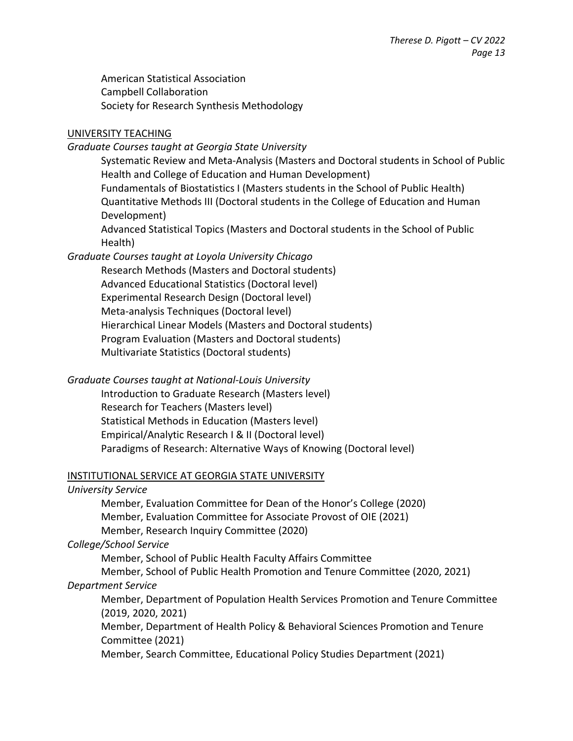American Statistical Association
Campbell Collaboration
Society for Research Synthesis Methodology

## UNIVERSITY TEACHING

*Graduate Courses taught at Georgia State University*

- Systematic Review and Meta-Analysis (Masters and Doctoral students in School of Public Health and College of Education and Human Development)
- Fundamentals of Biostatistics I (Masters students in the School of Public Health)
- Quantitative Methods III (Doctoral students in the College of Education and Human Development)
- Advanced Statistical Topics (Masters and Doctoral students in the School of Public Health)

*Graduate Courses taught at Loyola University Chicago*

- Research Methods (Masters and Doctoral students)
- Advanced Educational Statistics (Doctoral level)
- Experimental Research Design (Doctoral level)
- Meta-analysis Techniques (Doctoral level)
- Hierarchical Linear Models (Masters and Doctoral students)
- Program Evaluation (Masters and Doctoral students)
- Multivariate Statistics (Doctoral students)

*Graduate Courses taught at National-Louis University*

- Introduction to Graduate Research (Masters level)
- Research for Teachers (Masters level)
- Statistical Methods in Education (Masters level)
- Empirical/Analytic Research I & II (Doctoral level)
- Paradigms of Research: Alternative Ways of Knowing (Doctoral level)

## INSTITUTIONAL SERVICE AT GEORGIA STATE UNIVERSITY

*University Service*

- Member, Evaluation Committee for Dean of the Honor's College (2020)
- Member, Evaluation Committee for Associate Provost of OIE (2021)
- Member, Research Inquiry Committee (2020)

*College/School Service*

- Member, School of Public Health Faculty Affairs Committee
- Member, School of Public Health Promotion and Tenure Committee (2020, 2021)

*Department Service*

- Member, Department of Population Health Services Promotion and Tenure Committee (2019, 2020, 2021)
- Member, Department of Health Policy & Behavioral Sciences Promotion and Tenure Committee (2021)
- Member, Search Committee, Educational Policy Studies Department (2021)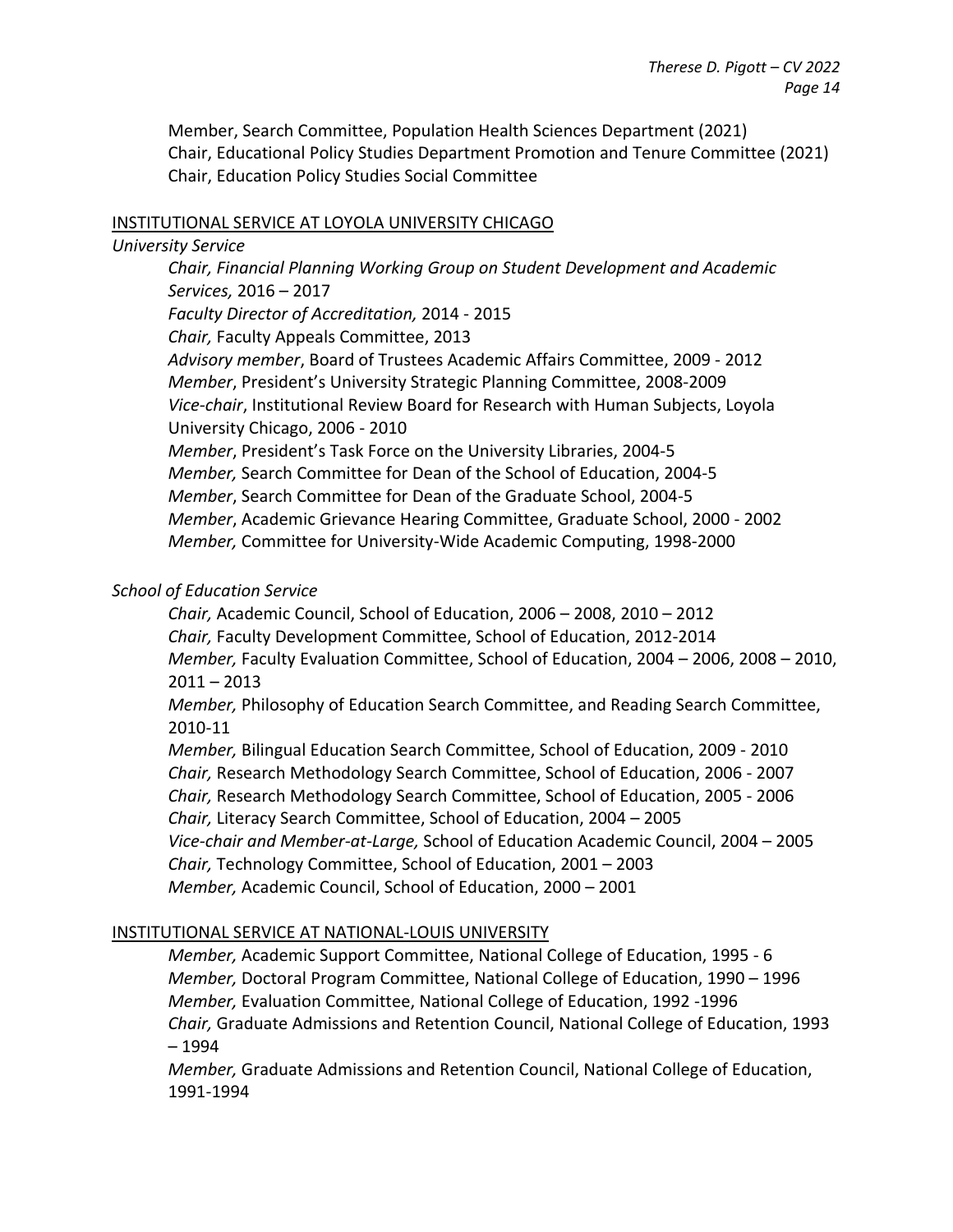Member, Search Committee, Population Health Sciences Department (2021)
Chair, Educational Policy Studies Department Promotion and Tenure Committee (2021)
Chair, Education Policy Studies Social Committee

<u>INSTITUTIONAL SERVICE AT LOYOLA UNIVERSITY CHICAGO</u>

*University Service*

*Chair, Financial Planning Working Group on Student Development and Academic Services,* 2016 – 2017
*Faculty Director of Accreditation,* 2014 - 2015
*Chair,* Faculty Appeals Committee, 2013
*Advisory member*, Board of Trustees Academic Affairs Committee, 2009 - 2012
*Member*, President's University Strategic Planning Committee, 2008-2009
*Vice-chair*, Institutional Review Board for Research with Human Subjects, Loyola University Chicago, 2006 - 2010
*Member*, President's Task Force on the University Libraries, 2004-5
*Member,* Search Committee for Dean of the School of Education, 2004-5
*Member*, Search Committee for Dean of the Graduate School, 2004-5
*Member*, Academic Grievance Hearing Committee, Graduate School, 2000 - 2002
*Member,* Committee for University-Wide Academic Computing, 1998-2000

*School of Education Service*

*Chair,* Academic Council, School of Education, 2006 – 2008, 2010 – 2012
*Chair,* Faculty Development Committee, School of Education, 2012-2014
*Member,* Faculty Evaluation Committee, School of Education, 2004 – 2006, 2008 – 2010, 2011 – 2013
*Member,* Philosophy of Education Search Committee, and Reading Search Committee, 2010-11
*Member,* Bilingual Education Search Committee, School of Education, 2009 - 2010
*Chair,* Research Methodology Search Committee, School of Education, 2006 - 2007
*Chair,* Research Methodology Search Committee, School of Education, 2005 - 2006
*Chair,* Literacy Search Committee, School of Education, 2004 – 2005
*Vice-chair and Member-at-Large,* School of Education Academic Council, 2004 – 2005
*Chair,* Technology Committee, School of Education, 2001 – 2003
*Member,* Academic Council, School of Education, 2000 – 2001

<u>INSTITUTIONAL SERVICE AT NATIONAL-LOUIS UNIVERSITY</u>

*Member,* Academic Support Committee, National College of Education, 1995 - 6
*Member,* Doctoral Program Committee, National College of Education, 1990 – 1996
*Member,* Evaluation Committee, National College of Education, 1992 -1996
*Chair,* Graduate Admissions and Retention Council, National College of Education, 1993 – 1994
*Member,* Graduate Admissions and Retention Council, National College of Education, 1991-1994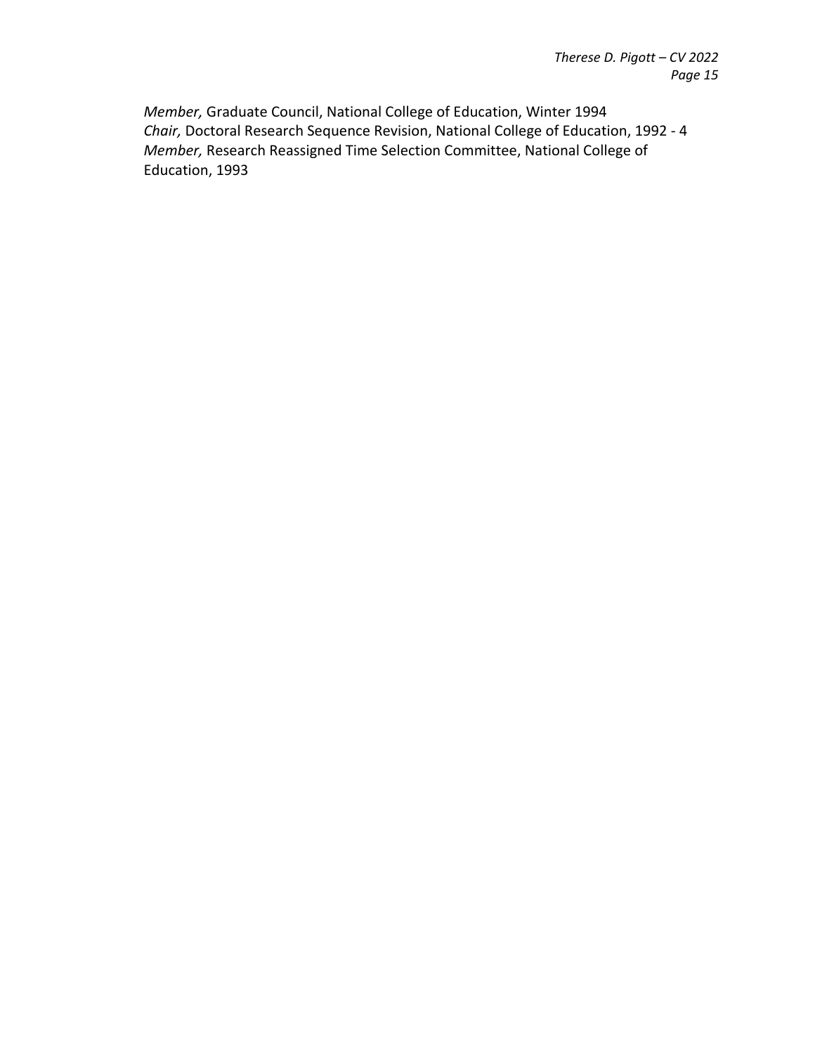*Member,* Graduate Council, National College of Education, Winter 1994
*Chair,* Doctoral Research Sequence Revision, National College of Education, 1992 - 4
*Member,* Research Reassigned Time Selection Committee, National College of Education, 1993